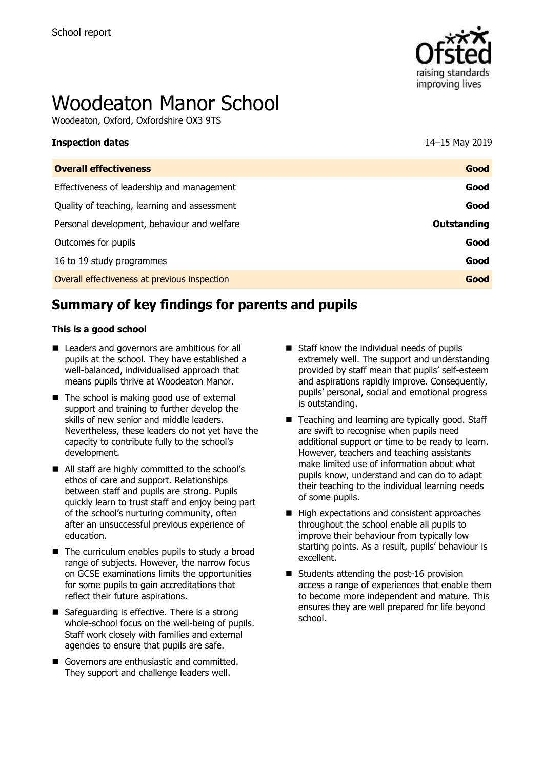School report

# Woodeaton Manor School

Woodeaton, Oxford, Oxfordshire OX3 9TS

| **Inspection dates** | 14–15 May 2019 |
| --- | --- |
| **Overall effectiveness** | **Good** |
| Effectiveness of leadership and management | **Good** |
| Quality of teaching, learning and assessment | **Good** |
| Personal development, behaviour and welfare | **Outstanding** |
| Outcomes for pupils | **Good** |
| 16 to 19 study programmes | **Good** |
| Overall effectiveness at previous inspection | **Good** |

## Summary of key findings for parents and pupils

**This is a good school**

- Leaders and governors are ambitious for all pupils at the school. They have established a well-balanced, individualised approach that means pupils thrive at Woodeaton Manor.
- The school is making good use of external support and training to further develop the skills of new senior and middle leaders. Nevertheless, these leaders do not yet have the capacity to contribute fully to the school's development.
- All staff are highly committed to the school's ethos of care and support. Relationships between staff and pupils are strong. Pupils quickly learn to trust staff and enjoy being part of the school's nurturing community, often after an unsuccessful previous experience of education.
- The curriculum enables pupils to study a broad range of subjects. However, the narrow focus on GCSE examinations limits the opportunities for some pupils to gain accreditations that reflect their future aspirations.
- Safeguarding is effective. There is a strong whole-school focus on the well-being of pupils. Staff work closely with families and external agencies to ensure that pupils are safe.
- Governors are enthusiastic and committed. They support and challenge leaders well.
- Staff know the individual needs of pupils extremely well. The support and understanding provided by staff mean that pupils' self-esteem and aspirations rapidly improve. Consequently, pupils' personal, social and emotional progress is outstanding.
- Teaching and learning are typically good. Staff are swift to recognise when pupils need additional support or time to be ready to learn. However, teachers and teaching assistants make limited use of information about what pupils know, understand and can do to adapt their teaching to the individual learning needs of some pupils.
- High expectations and consistent approaches throughout the school enable all pupils to improve their behaviour from typically low starting points. As a result, pupils' behaviour is excellent.
- Students attending the post-16 provision access a range of experiences that enable them to become more independent and mature. This ensures they are well prepared for life beyond school.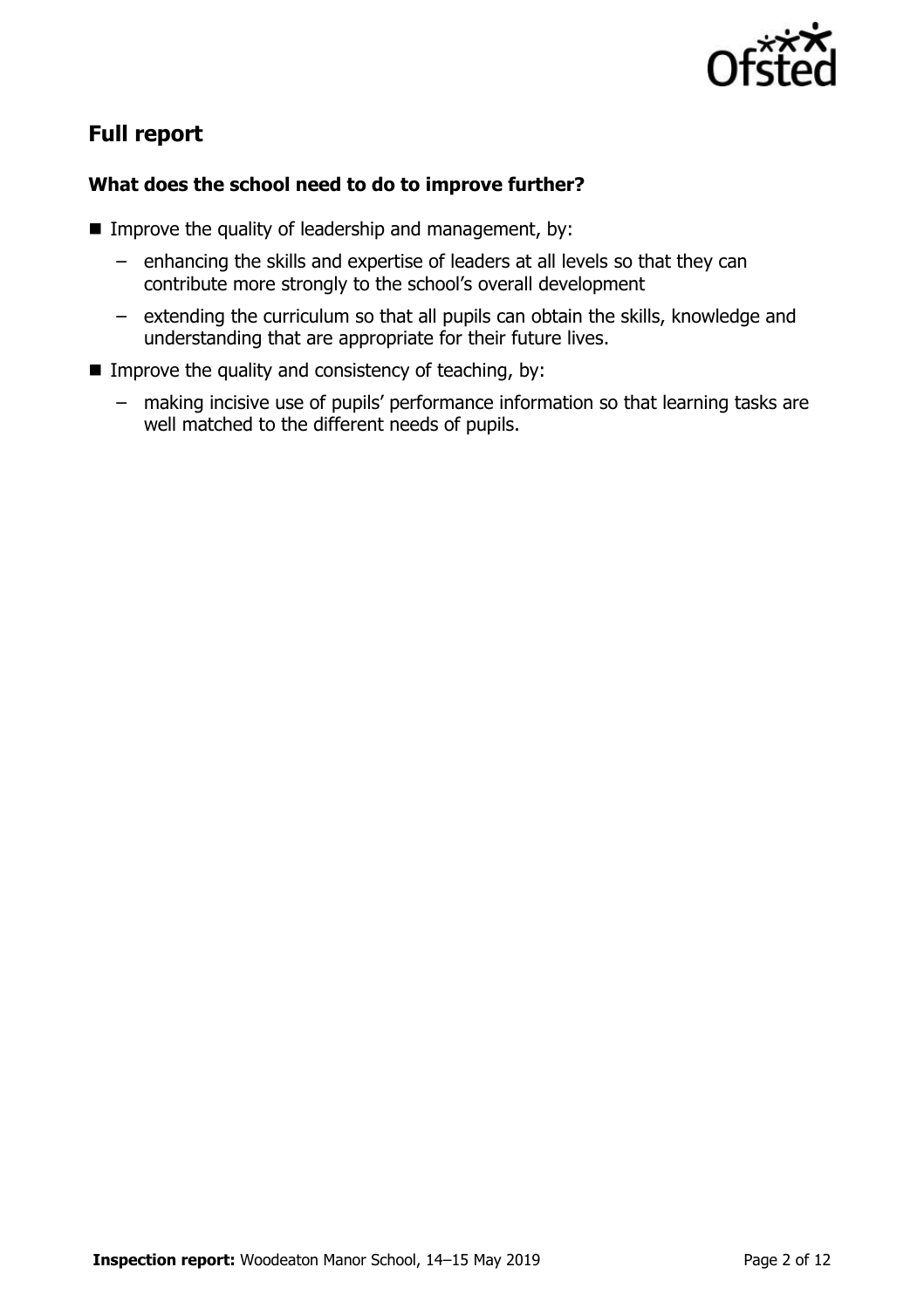## Full report

### What does the school need to do to improve further?

- Improve the quality of leadership and management, by:
  - enhancing the skills and expertise of leaders at all levels so that they can contribute more strongly to the school's overall development
  - extending the curriculum so that all pupils can obtain the skills, knowledge and understanding that are appropriate for their future lives.
- Improve the quality and consistency of teaching, by:
  - making incisive use of pupils' performance information so that learning tasks are well matched to the different needs of pupils.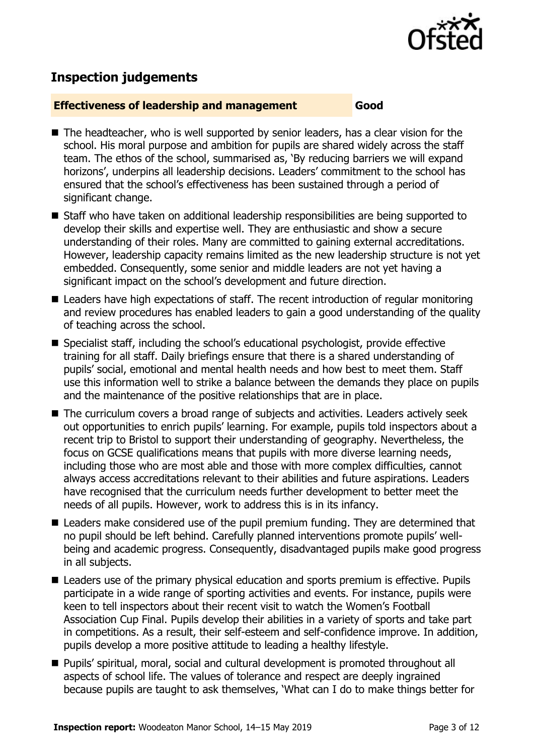## Inspection judgements

| **Effectiveness of leadership and management** | **Good** |
| --- | --- |

- The headteacher, who is well supported by senior leaders, has a clear vision for the school. His moral purpose and ambition for pupils are shared widely across the staff team. The ethos of the school, summarised as, 'By reducing barriers we will expand horizons', underpins all leadership decisions. Leaders' commitment to the school has ensured that the school's effectiveness has been sustained through a period of significant change.
- Staff who have taken on additional leadership responsibilities are being supported to develop their skills and expertise well. They are enthusiastic and show a secure understanding of their roles. Many are committed to gaining external accreditations. However, leadership capacity remains limited as the new leadership structure is not yet embedded. Consequently, some senior and middle leaders are not yet having a significant impact on the school's development and future direction.
- Leaders have high expectations of staff. The recent introduction of regular monitoring and review procedures has enabled leaders to gain a good understanding of the quality of teaching across the school.
- Specialist staff, including the school's educational psychologist, provide effective training for all staff. Daily briefings ensure that there is a shared understanding of pupils' social, emotional and mental health needs and how best to meet them. Staff use this information well to strike a balance between the demands they place on pupils and the maintenance of the positive relationships that are in place.
- The curriculum covers a broad range of subjects and activities. Leaders actively seek out opportunities to enrich pupils' learning. For example, pupils told inspectors about a recent trip to Bristol to support their understanding of geography. Nevertheless, the focus on GCSE qualifications means that pupils with more diverse learning needs, including those who are most able and those with more complex difficulties, cannot always access accreditations relevant to their abilities and future aspirations. Leaders have recognised that the curriculum needs further development to better meet the needs of all pupils. However, work to address this is in its infancy.
- Leaders make considered use of the pupil premium funding. They are determined that no pupil should be left behind. Carefully planned interventions promote pupils' well-being and academic progress. Consequently, disadvantaged pupils make good progress in all subjects.
- Leaders use of the primary physical education and sports premium is effective. Pupils participate in a wide range of sporting activities and events. For instance, pupils were keen to tell inspectors about their recent visit to watch the Women's Football Association Cup Final. Pupils develop their abilities in a variety of sports and take part in competitions. As a result, their self-esteem and self-confidence improve. In addition, pupils develop a more positive attitude to leading a healthy lifestyle.
- Pupils' spiritual, moral, social and cultural development is promoted throughout all aspects of school life. The values of tolerance and respect are deeply ingrained because pupils are taught to ask themselves, 'What can I do to make things better for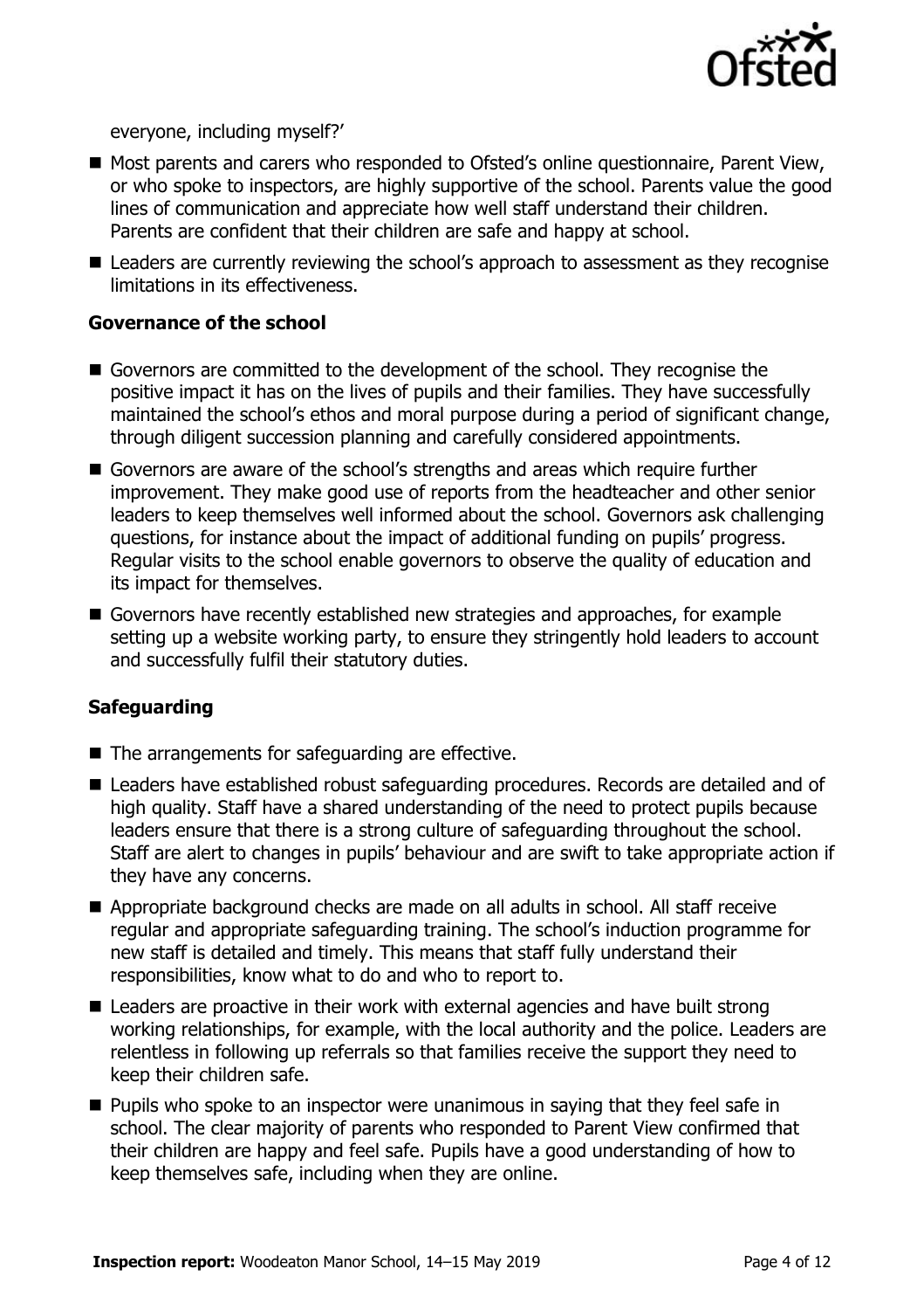everyone, including myself?'

- Most parents and carers who responded to Ofsted's online questionnaire, Parent View, or who spoke to inspectors, are highly supportive of the school. Parents value the good lines of communication and appreciate how well staff understand their children. Parents are confident that their children are safe and happy at school.
- Leaders are currently reviewing the school's approach to assessment as they recognise limitations in its effectiveness.

### Governance of the school

- Governors are committed to the development of the school. They recognise the positive impact it has on the lives of pupils and their families. They have successfully maintained the school's ethos and moral purpose during a period of significant change, through diligent succession planning and carefully considered appointments.
- Governors are aware of the school's strengths and areas which require further improvement. They make good use of reports from the headteacher and other senior leaders to keep themselves well informed about the school. Governors ask challenging questions, for instance about the impact of additional funding on pupils' progress. Regular visits to the school enable governors to observe the quality of education and its impact for themselves.
- Governors have recently established new strategies and approaches, for example setting up a website working party, to ensure they stringently hold leaders to account and successfully fulfil their statutory duties.

### Safeguarding

- The arrangements for safeguarding are effective.
- Leaders have established robust safeguarding procedures. Records are detailed and of high quality. Staff have a shared understanding of the need to protect pupils because leaders ensure that there is a strong culture of safeguarding throughout the school. Staff are alert to changes in pupils' behaviour and are swift to take appropriate action if they have any concerns.
- Appropriate background checks are made on all adults in school. All staff receive regular and appropriate safeguarding training. The school's induction programme for new staff is detailed and timely. This means that staff fully understand their responsibilities, know what to do and who to report to.
- Leaders are proactive in their work with external agencies and have built strong working relationships, for example, with the local authority and the police. Leaders are relentless in following up referrals so that families receive the support they need to keep their children safe.
- Pupils who spoke to an inspector were unanimous in saying that they feel safe in school. The clear majority of parents who responded to Parent View confirmed that their children are happy and feel safe. Pupils have a good understanding of how to keep themselves safe, including when they are online.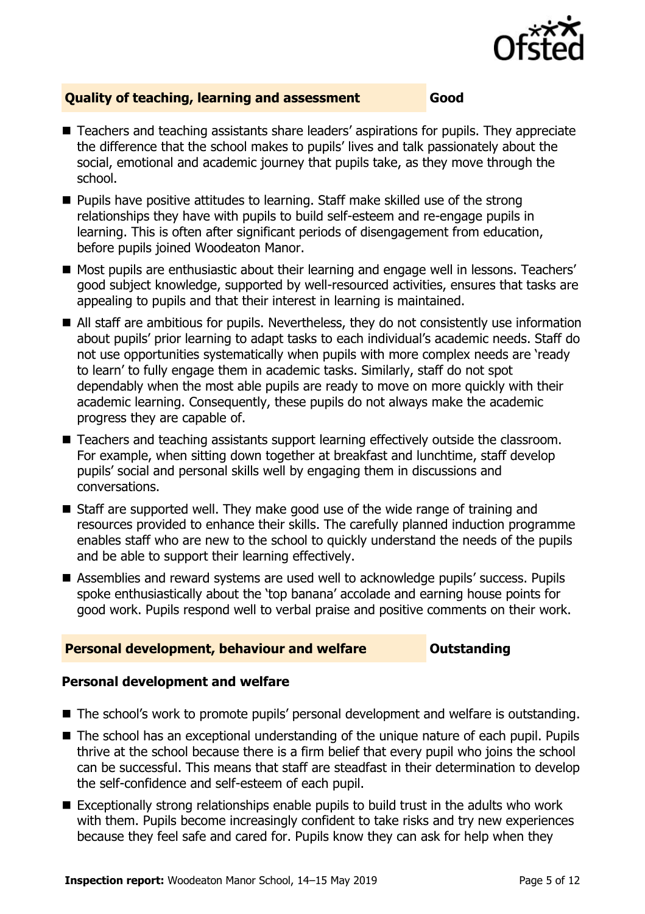## Quality of teaching, learning and assessment — Good

- Teachers and teaching assistants share leaders' aspirations for pupils. They appreciate the difference that the school makes to pupils' lives and talk passionately about the social, emotional and academic journey that pupils take, as they move through the school.
- Pupils have positive attitudes to learning. Staff make skilled use of the strong relationships they have with pupils to build self-esteem and re-engage pupils in learning. This is often after significant periods of disengagement from education, before pupils joined Woodeaton Manor.
- Most pupils are enthusiastic about their learning and engage well in lessons. Teachers' good subject knowledge, supported by well-resourced activities, ensures that tasks are appealing to pupils and that their interest in learning is maintained.
- All staff are ambitious for pupils. Nevertheless, they do not consistently use information about pupils' prior learning to adapt tasks to each individual's academic needs. Staff do not use opportunities systematically when pupils with more complex needs are 'ready to learn' to fully engage them in academic tasks. Similarly, staff do not spot dependably when the most able pupils are ready to move on more quickly with their academic learning. Consequently, these pupils do not always make the academic progress they are capable of.
- Teachers and teaching assistants support learning effectively outside the classroom. For example, when sitting down together at breakfast and lunchtime, staff develop pupils' social and personal skills well by engaging them in discussions and conversations.
- Staff are supported well. They make good use of the wide range of training and resources provided to enhance their skills. The carefully planned induction programme enables staff who are new to the school to quickly understand the needs of the pupils and be able to support their learning effectively.
- Assemblies and reward systems are used well to acknowledge pupils' success. Pupils spoke enthusiastically about the 'top banana' accolade and earning house points for good work. Pupils respond well to verbal praise and positive comments on their work.

## Personal development, behaviour and welfare — Outstanding

### Personal development and welfare

- The school's work to promote pupils' personal development and welfare is outstanding.
- The school has an exceptional understanding of the unique nature of each pupil. Pupils thrive at the school because there is a firm belief that every pupil who joins the school can be successful. This means that staff are steadfast in their determination to develop the self-confidence and self-esteem of each pupil.
- Exceptionally strong relationships enable pupils to build trust in the adults who work with them. Pupils become increasingly confident to take risks and try new experiences because they feel safe and cared for. Pupils know they can ask for help when they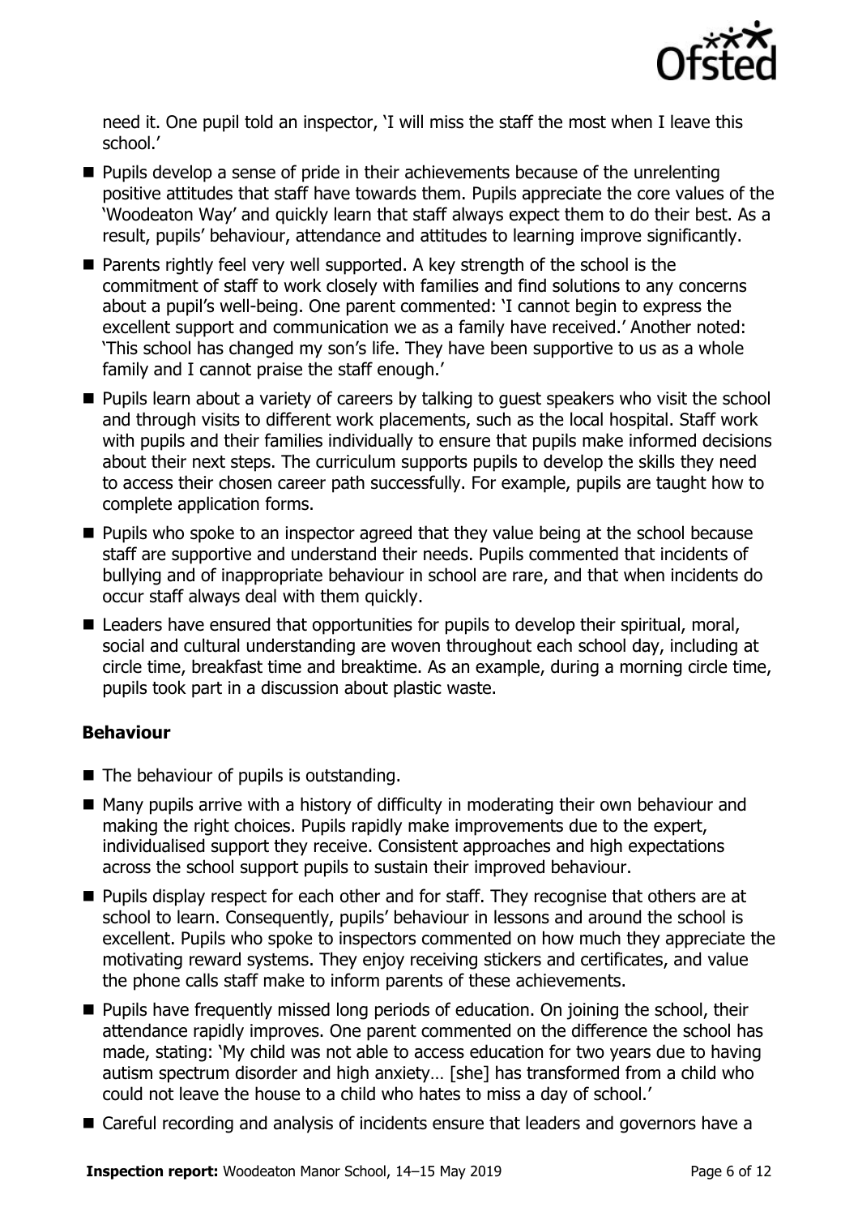need it. One pupil told an inspector, 'I will miss the staff the most when I leave this school.'

- Pupils develop a sense of pride in their achievements because of the unrelenting positive attitudes that staff have towards them. Pupils appreciate the core values of the 'Woodeaton Way' and quickly learn that staff always expect them to do their best. As a result, pupils' behaviour, attendance and attitudes to learning improve significantly.
- Parents rightly feel very well supported. A key strength of the school is the commitment of staff to work closely with families and find solutions to any concerns about a pupil's well-being. One parent commented: 'I cannot begin to express the excellent support and communication we as a family have received.' Another noted: 'This school has changed my son's life. They have been supportive to us as a whole family and I cannot praise the staff enough.'
- Pupils learn about a variety of careers by talking to guest speakers who visit the school and through visits to different work placements, such as the local hospital. Staff work with pupils and their families individually to ensure that pupils make informed decisions about their next steps. The curriculum supports pupils to develop the skills they need to access their chosen career path successfully. For example, pupils are taught how to complete application forms.
- Pupils who spoke to an inspector agreed that they value being at the school because staff are supportive and understand their needs. Pupils commented that incidents of bullying and of inappropriate behaviour in school are rare, and that when incidents do occur staff always deal with them quickly.
- Leaders have ensured that opportunities for pupils to develop their spiritual, moral, social and cultural understanding are woven throughout each school day, including at circle time, breakfast time and breaktime. As an example, during a morning circle time, pupils took part in a discussion about plastic waste.

### Behaviour

- The behaviour of pupils is outstanding.
- Many pupils arrive with a history of difficulty in moderating their own behaviour and making the right choices. Pupils rapidly make improvements due to the expert, individualised support they receive. Consistent approaches and high expectations across the school support pupils to sustain their improved behaviour.
- Pupils display respect for each other and for staff. They recognise that others are at school to learn. Consequently, pupils' behaviour in lessons and around the school is excellent. Pupils who spoke to inspectors commented on how much they appreciate the motivating reward systems. They enjoy receiving stickers and certificates, and value the phone calls staff make to inform parents of these achievements.
- Pupils have frequently missed long periods of education. On joining the school, their attendance rapidly improves. One parent commented on the difference the school has made, stating: 'My child was not able to access education for two years due to having autism spectrum disorder and high anxiety… [she] has transformed from a child who could not leave the house to a child who hates to miss a day of school.'
- Careful recording and analysis of incidents ensure that leaders and governors have a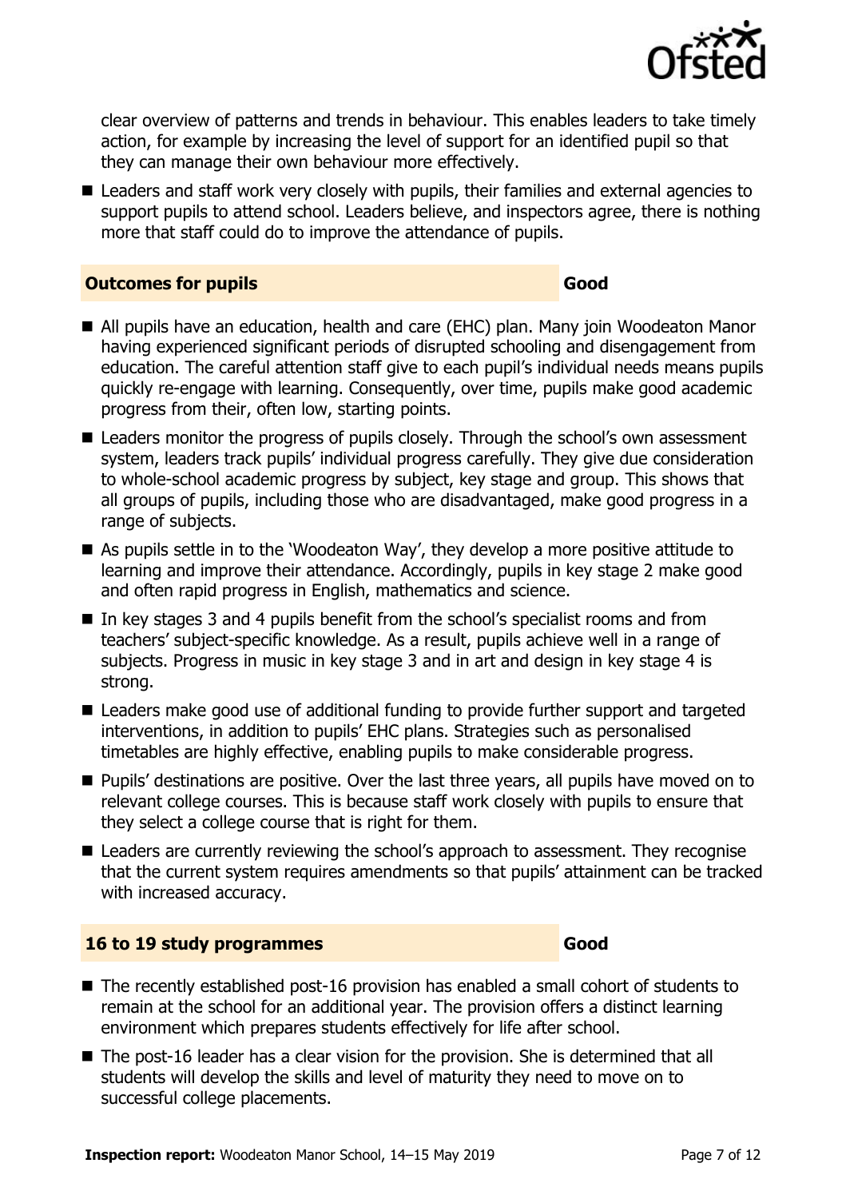clear overview of patterns and trends in behaviour. This enables leaders to take timely action, for example by increasing the level of support for an identified pupil so that they can manage their own behaviour more effectively.

- Leaders and staff work very closely with pupils, their families and external agencies to support pupils to attend school. Leaders believe, and inspectors agree, there is nothing more that staff could do to improve the attendance of pupils.

### Outcomes for pupils — Good

- All pupils have an education, health and care (EHC) plan. Many join Woodeaton Manor having experienced significant periods of disrupted schooling and disengagement from education. The careful attention staff give to each pupil's individual needs means pupils quickly re-engage with learning. Consequently, over time, pupils make good academic progress from their, often low, starting points.
- Leaders monitor the progress of pupils closely. Through the school's own assessment system, leaders track pupils' individual progress carefully. They give due consideration to whole-school academic progress by subject, key stage and group. This shows that all groups of pupils, including those who are disadvantaged, make good progress in a range of subjects.
- As pupils settle in to the 'Woodeaton Way', they develop a more positive attitude to learning and improve their attendance. Accordingly, pupils in key stage 2 make good and often rapid progress in English, mathematics and science.
- In key stages 3 and 4 pupils benefit from the school's specialist rooms and from teachers' subject-specific knowledge. As a result, pupils achieve well in a range of subjects. Progress in music in key stage 3 and in art and design in key stage 4 is strong.
- Leaders make good use of additional funding to provide further support and targeted interventions, in addition to pupils' EHC plans. Strategies such as personalised timetables are highly effective, enabling pupils to make considerable progress.
- Pupils' destinations are positive. Over the last three years, all pupils have moved on to relevant college courses. This is because staff work closely with pupils to ensure that they select a college course that is right for them.
- Leaders are currently reviewing the school's approach to assessment. They recognise that the current system requires amendments so that pupils' attainment can be tracked with increased accuracy.

### 16 to 19 study programmes — Good

- The recently established post-16 provision has enabled a small cohort of students to remain at the school for an additional year. The provision offers a distinct learning environment which prepares students effectively for life after school.
- The post-16 leader has a clear vision for the provision. She is determined that all students will develop the skills and level of maturity they need to move on to successful college placements.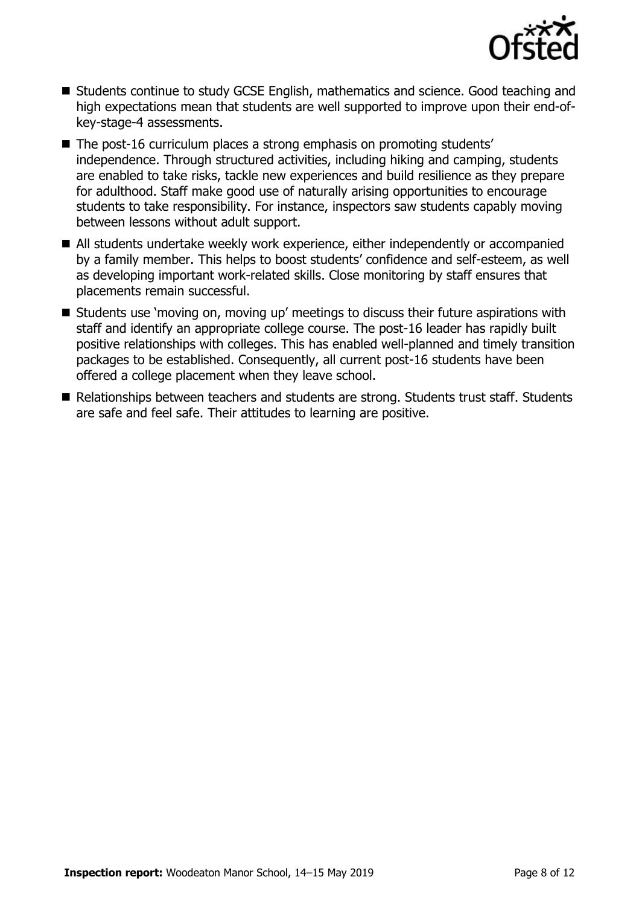- Students continue to study GCSE English, mathematics and science. Good teaching and high expectations mean that students are well supported to improve upon their end-of-key-stage-4 assessments.
- The post-16 curriculum places a strong emphasis on promoting students' independence. Through structured activities, including hiking and camping, students are enabled to take risks, tackle new experiences and build resilience as they prepare for adulthood. Staff make good use of naturally arising opportunities to encourage students to take responsibility. For instance, inspectors saw students capably moving between lessons without adult support.
- All students undertake weekly work experience, either independently or accompanied by a family member. This helps to boost students' confidence and self-esteem, as well as developing important work-related skills. Close monitoring by staff ensures that placements remain successful.
- Students use 'moving on, moving up' meetings to discuss their future aspirations with staff and identify an appropriate college course. The post-16 leader has rapidly built positive relationships with colleges. This has enabled well-planned and timely transition packages to be established. Consequently, all current post-16 students have been offered a college placement when they leave school.
- Relationships between teachers and students are strong. Students trust staff. Students are safe and feel safe. Their attitudes to learning are positive.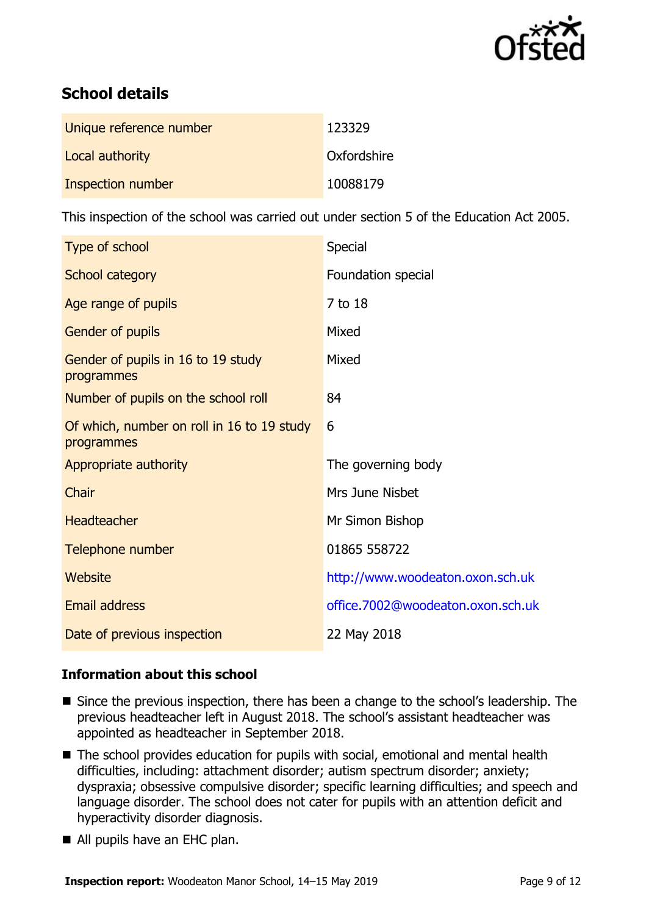## School details

| | |
|---|---|
| Unique reference number | 123329 |
| Local authority | Oxfordshire |
| Inspection number | 10088179 |

This inspection of the school was carried out under section 5 of the Education Act 2005.

| | |
|---|---|
| Type of school | Special |
| School category | Foundation special |
| Age range of pupils | 7 to 18 |
| Gender of pupils | Mixed |
| Gender of pupils in 16 to 19 study programmes | Mixed |
| Number of pupils on the school roll | 84 |
| Of which, number on roll in 16 to 19 study programmes | 6 |
| Appropriate authority | The governing body |
| Chair | Mrs June Nisbet |
| Headteacher | Mr Simon Bishop |
| Telephone number | 01865 558722 |
| Website | http://www.woodeaton.oxon.sch.uk |
| Email address | office.7002@woodeaton.oxon.sch.uk |
| Date of previous inspection | 22 May 2018 |

### Information about this school

- Since the previous inspection, there has been a change to the school's leadership. The previous headteacher left in August 2018. The school's assistant headteacher was appointed as headteacher in September 2018.
- The school provides education for pupils with social, emotional and mental health difficulties, including: attachment disorder; autism spectrum disorder; anxiety; dyspraxia; obsessive compulsive disorder; specific learning difficulties; and speech and language disorder. The school does not cater for pupils with an attention deficit and hyperactivity disorder diagnosis.
- All pupils have an EHC plan.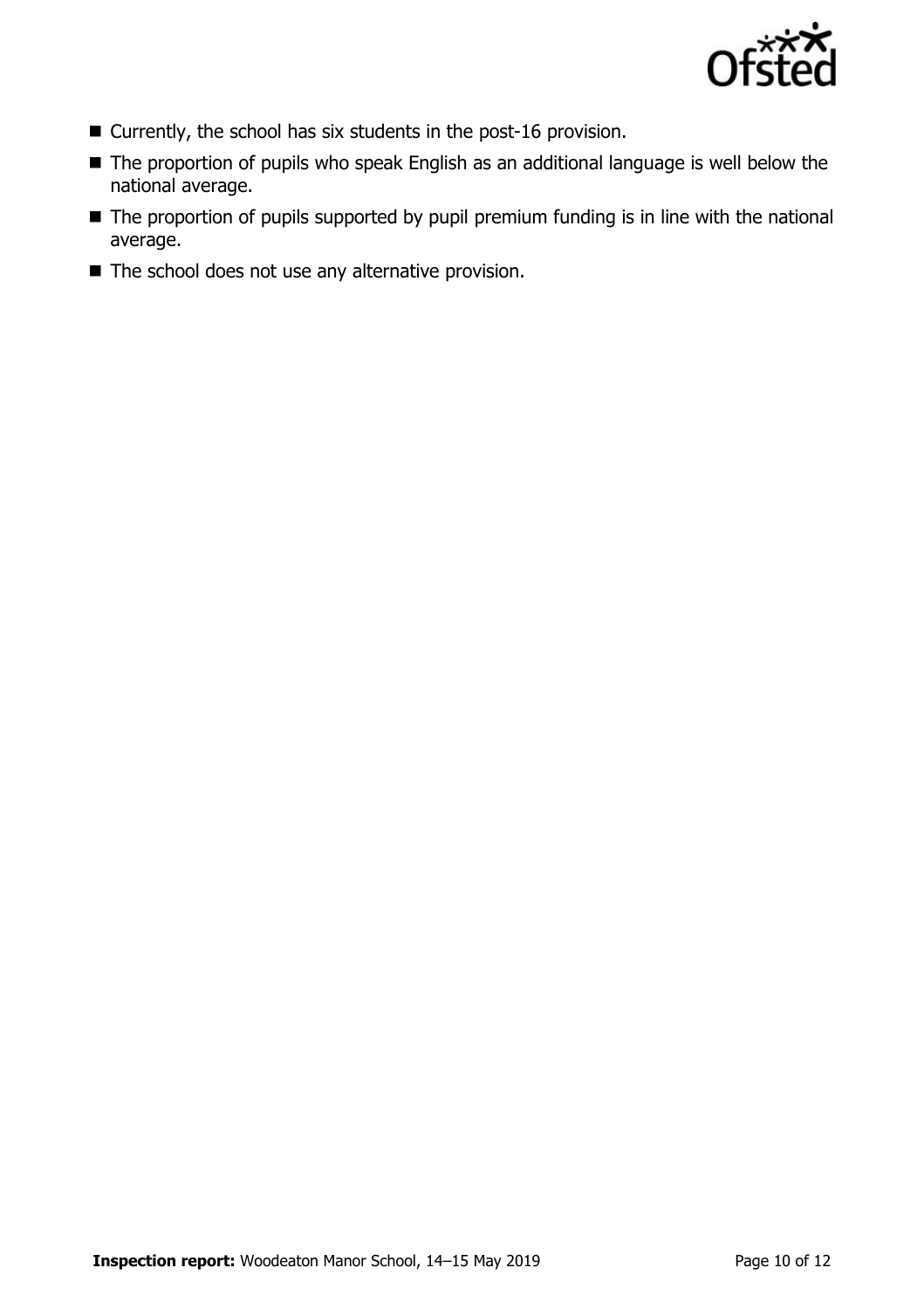- Currently, the school has six students in the post-16 provision.
- The proportion of pupils who speak English as an additional language is well below the national average.
- The proportion of pupils supported by pupil premium funding is in line with the national average.
- The school does not use any alternative provision.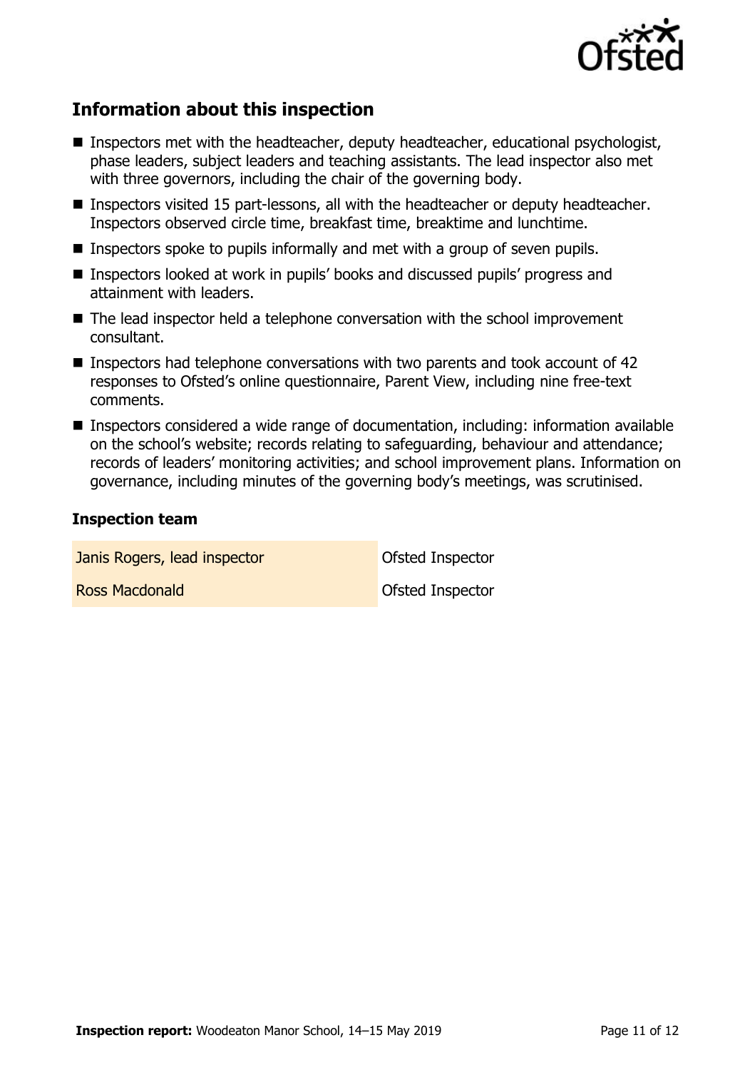## Information about this inspection

- Inspectors met with the headteacher, deputy headteacher, educational psychologist, phase leaders, subject leaders and teaching assistants. The lead inspector also met with three governors, including the chair of the governing body.
- Inspectors visited 15 part-lessons, all with the headteacher or deputy headteacher. Inspectors observed circle time, breakfast time, breaktime and lunchtime.
- Inspectors spoke to pupils informally and met with a group of seven pupils.
- Inspectors looked at work in pupils' books and discussed pupils' progress and attainment with leaders.
- The lead inspector held a telephone conversation with the school improvement consultant.
- Inspectors had telephone conversations with two parents and took account of 42 responses to Ofsted's online questionnaire, Parent View, including nine free-text comments.
- Inspectors considered a wide range of documentation, including: information available on the school's website; records relating to safeguarding, behaviour and attendance; records of leaders' monitoring activities; and school improvement plans. Information on governance, including minutes of the governing body's meetings, was scrutinised.

### Inspection team

| | |
|---|---|
| Janis Rogers, lead inspector | Ofsted Inspector |
| Ross Macdonald | Ofsted Inspector |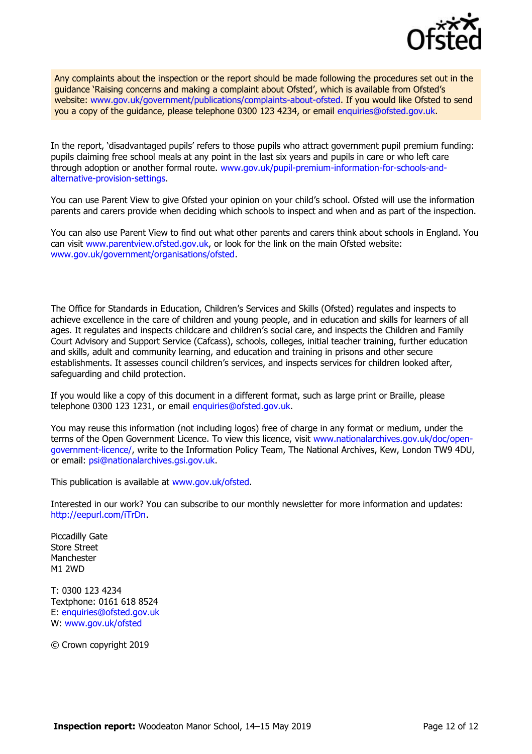Any complaints about the inspection or the report should be made following the procedures set out in the guidance 'Raising concerns and making a complaint about Ofsted', which is available from Ofsted's website: www.gov.uk/government/publications/complaints-about-ofsted. If you would like Ofsted to send you a copy of the guidance, please telephone 0300 123 4234, or email enquiries@ofsted.gov.uk.

In the report, 'disadvantaged pupils' refers to those pupils who attract government pupil premium funding: pupils claiming free school meals at any point in the last six years and pupils in care or who left care through adoption or another formal route. www.gov.uk/pupil-premium-information-for-schools-and-alternative-provision-settings.

You can use Parent View to give Ofsted your opinion on your child's school. Ofsted will use the information parents and carers provide when deciding which schools to inspect and when and as part of the inspection.

You can also use Parent View to find out what other parents and carers think about schools in England. You can visit www.parentview.ofsted.gov.uk, or look for the link on the main Ofsted website: www.gov.uk/government/organisations/ofsted.

The Office for Standards in Education, Children's Services and Skills (Ofsted) regulates and inspects to achieve excellence in the care of children and young people, and in education and skills for learners of all ages. It regulates and inspects childcare and children's social care, and inspects the Children and Family Court Advisory and Support Service (Cafcass), schools, colleges, initial teacher training, further education and skills, adult and community learning, and education and training in prisons and other secure establishments. It assesses council children's services, and inspects services for children looked after, safeguarding and child protection.

If you would like a copy of this document in a different format, such as large print or Braille, please telephone 0300 123 1231, or email enquiries@ofsted.gov.uk.

You may reuse this information (not including logos) free of charge in any format or medium, under the terms of the Open Government Licence. To view this licence, visit www.nationalarchives.gov.uk/doc/open-government-licence/, write to the Information Policy Team, The National Archives, Kew, London TW9 4DU, or email: psi@nationalarchives.gsi.gov.uk.

This publication is available at www.gov.uk/ofsted.

Interested in our work? You can subscribe to our monthly newsletter for more information and updates: http://eepurl.com/iTrDn.

Piccadilly Gate
Store Street
Manchester
M1 2WD

T: 0300 123 4234
Textphone: 0161 618 8524
E: enquiries@ofsted.gov.uk
W: www.gov.uk/ofsted

© Crown copyright 2019